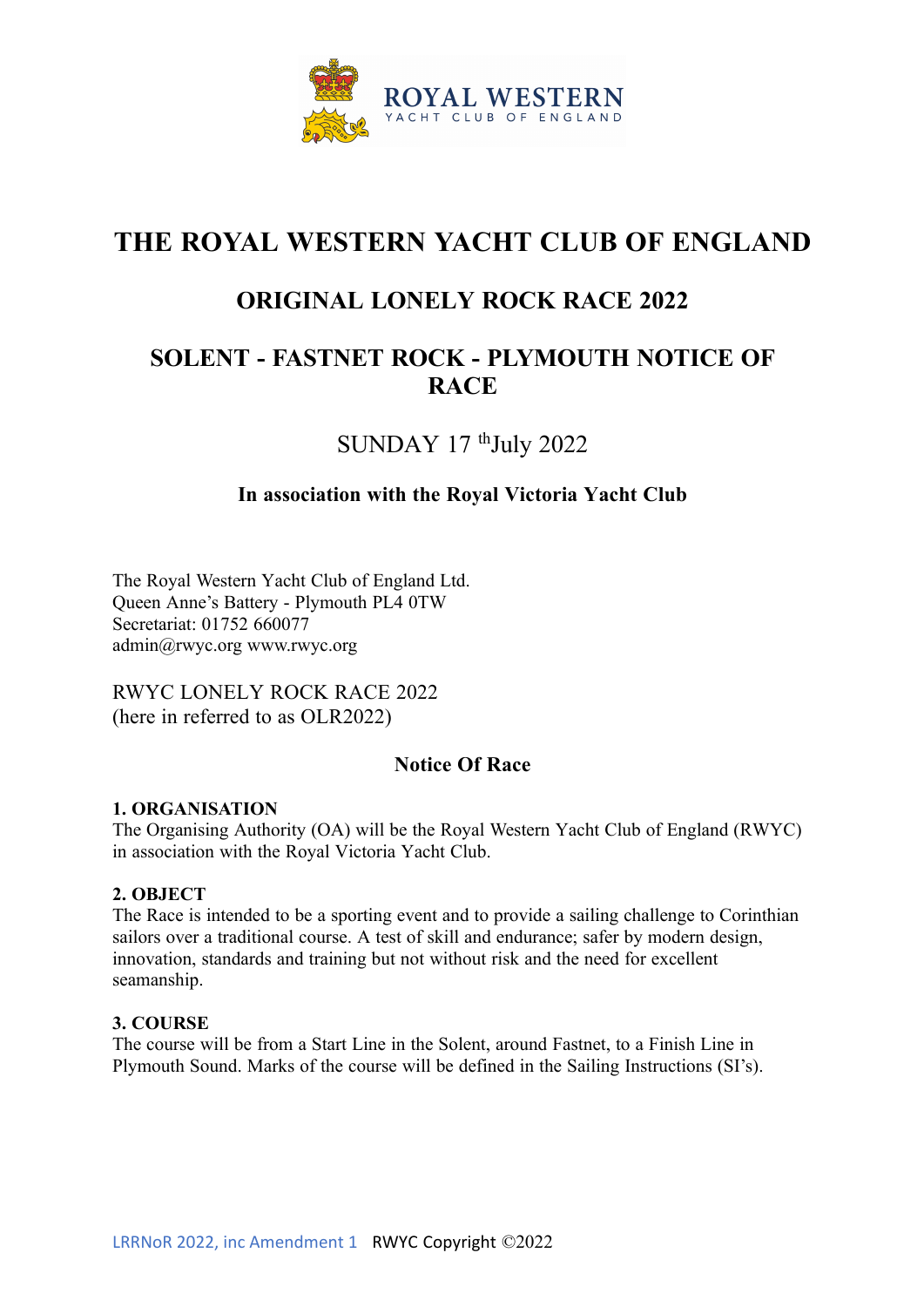# THE ROYAL WESTERN YACHT CLUB OF ENGLAND

## ORIGINAL LONELY ROCK RACE 2022

## SOLENT - FASTNET ROCK - PLYMOUTH NOTICE OF RACE

SUNDAY 17th July 2022

**In association with the Royal Victoria Yacht Club**

The Royal Western Yacht Club of England Ltd.
Queen Anne's Battery - Plymouth PL4 0TW
Secretariat: 01752 660077
admin@rwyc.org www.rwyc.org

RWYC LONELY ROCK RACE 2022
(here in referred to as OLR2022)

**Notice Of Race**

**1. ORGANISATION**
The Organising Authority (OA) will be the Royal Western Yacht Club of England (RWYC) in association with the Royal Victoria Yacht Club.

**2. OBJECT**
The Race is intended to be a sporting event and to provide a sailing challenge to Corinthian sailors over a traditional course. A test of skill and endurance; safer by modern design, innovation, standards and training but not without risk and the need for excellent seamanship.

**3. COURSE**
The course will be from a Start Line in the Solent, around Fastnet, to a Finish Line in Plymouth Sound. Marks of the course will be defined in the Sailing Instructions (SI's).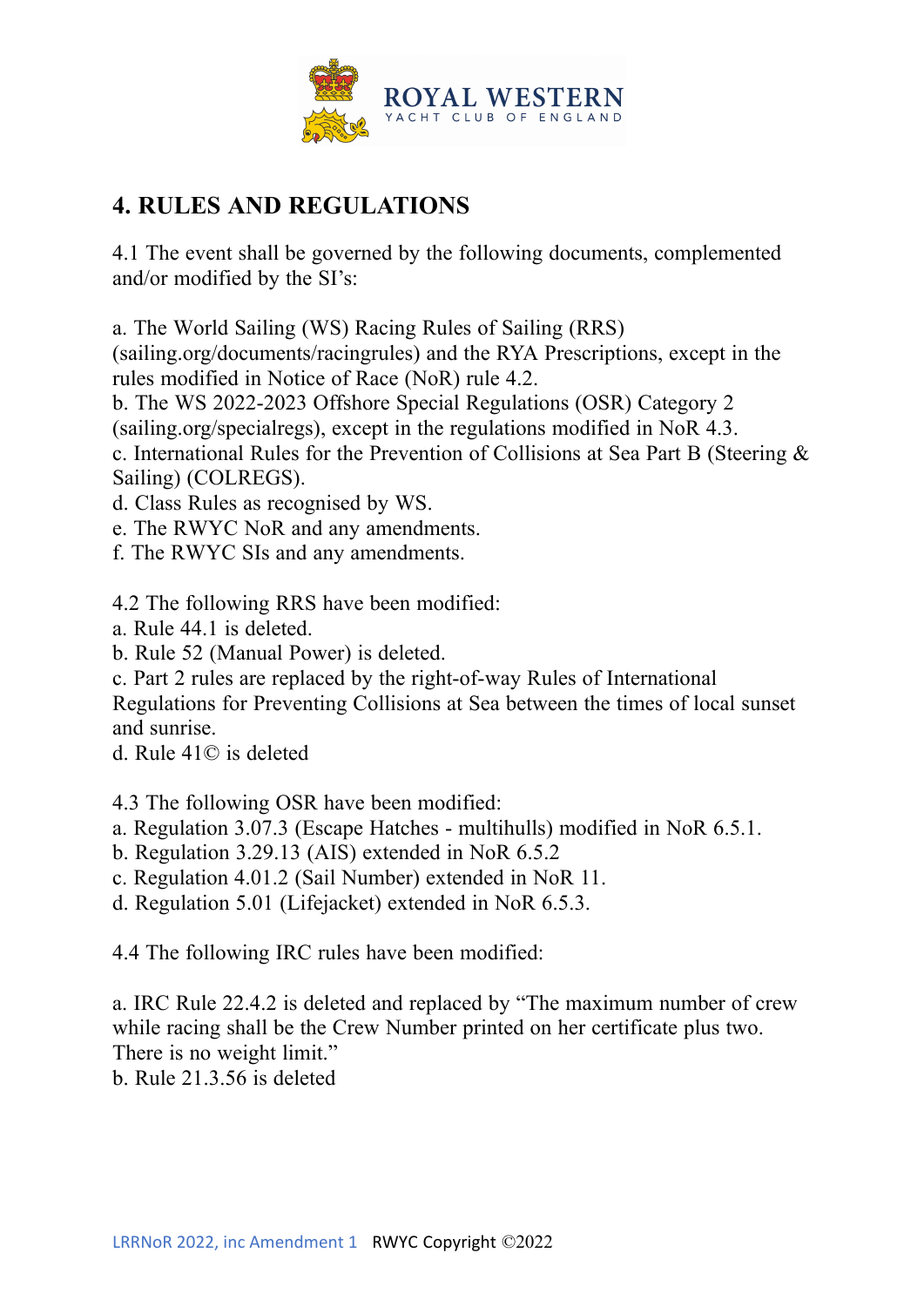## 4. RULES AND REGULATIONS

4.1 The event shall be governed by the following documents, complemented and/or modified by the SI's:

a. The World Sailing (WS) Racing Rules of Sailing (RRS) (sailing.org/documents/racingrules) and the RYA Prescriptions, except in the rules modified in Notice of Race (NoR) rule 4.2.
b. The WS 2022-2023 Offshore Special Regulations (OSR) Category 2 (sailing.org/specialregs), except in the regulations modified in NoR 4.3.
c. International Rules for the Prevention of Collisions at Sea Part B (Steering & Sailing) (COLREGS).
d. Class Rules as recognised by WS.
e. The RWYC NoR and any amendments.
f. The RWYC SIs and any amendments.

4.2 The following RRS have been modified:
a. Rule 44.1 is deleted.
b. Rule 52 (Manual Power) is deleted.
c. Part 2 rules are replaced by the right-of-way Rules of International Regulations for Preventing Collisions at Sea between the times of local sunset and sunrise.
d. Rule 41© is deleted

4.3 The following OSR have been modified:
a. Regulation 3.07.3 (Escape Hatches - multihulls) modified in NoR 6.5.1.
b. Regulation 3.29.13 (AIS) extended in NoR 6.5.2
c. Regulation 4.01.2 (Sail Number) extended in NoR 11.
d. Regulation 5.01 (Lifejacket) extended in NoR 6.5.3.

4.4 The following IRC rules have been modified:

a. IRC Rule 22.4.2 is deleted and replaced by "The maximum number of crew while racing shall be the Crew Number printed on her certificate plus two. There is no weight limit."
b. Rule 21.3.56 is deleted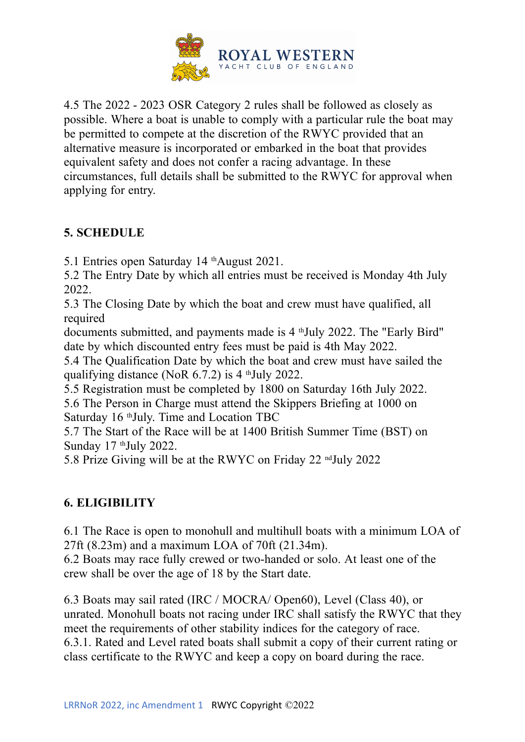4.5 The 2022 - 2023 OSR Category 2 rules shall be followed as closely as possible. Where a boat is unable to comply with a particular rule the boat may be permitted to compete at the discretion of the RWYC provided that an alternative measure is incorporated or embarked in the boat that provides equivalent safety and does not confer a racing advantage. In these circumstances, full details shall be submitted to the RWYC for approval when applying for entry.

## 5. SCHEDULE

5.1 Entries open Saturday 14 th August 2021.
5.2 The Entry Date by which all entries must be received is Monday 4th July 2022.
5.3 The Closing Date by which the boat and crew must have qualified, all required
documents submitted, and payments made is 4 th July 2022. The "Early Bird" date by which discounted entry fees must be paid is 4th May 2022.
5.4 The Qualification Date by which the boat and crew must have sailed the qualifying distance (NoR 6.7.2) is 4 th July 2022.
5.5 Registration must be completed by 1800 on Saturday 16th July 2022.
5.6 The Person in Charge must attend the Skippers Briefing at 1000 on Saturday 16 th July. Time and Location TBC
5.7 The Start of the Race will be at 1400 British Summer Time (BST) on Sunday 17 th July 2022.
5.8 Prize Giving will be at the RWYC on Friday 22 nd July 2022

## 6. ELIGIBILITY

6.1 The Race is open to monohull and multihull boats with a minimum LOA of 27ft (8.23m) and a maximum LOA of 70ft (21.34m).
6.2 Boats may race fully crewed or two-handed or solo. At least one of the crew shall be over the age of 18 by the Start date.

6.3 Boats may sail rated (IRC / MOCRA/ Open60), Level (Class 40), or unrated. Monohull boats not racing under IRC shall satisfy the RWYC that they meet the requirements of other stability indices for the category of race.
6.3.1. Rated and Level rated boats shall submit a copy of their current rating or class certificate to the RWYC and keep a copy on board during the race.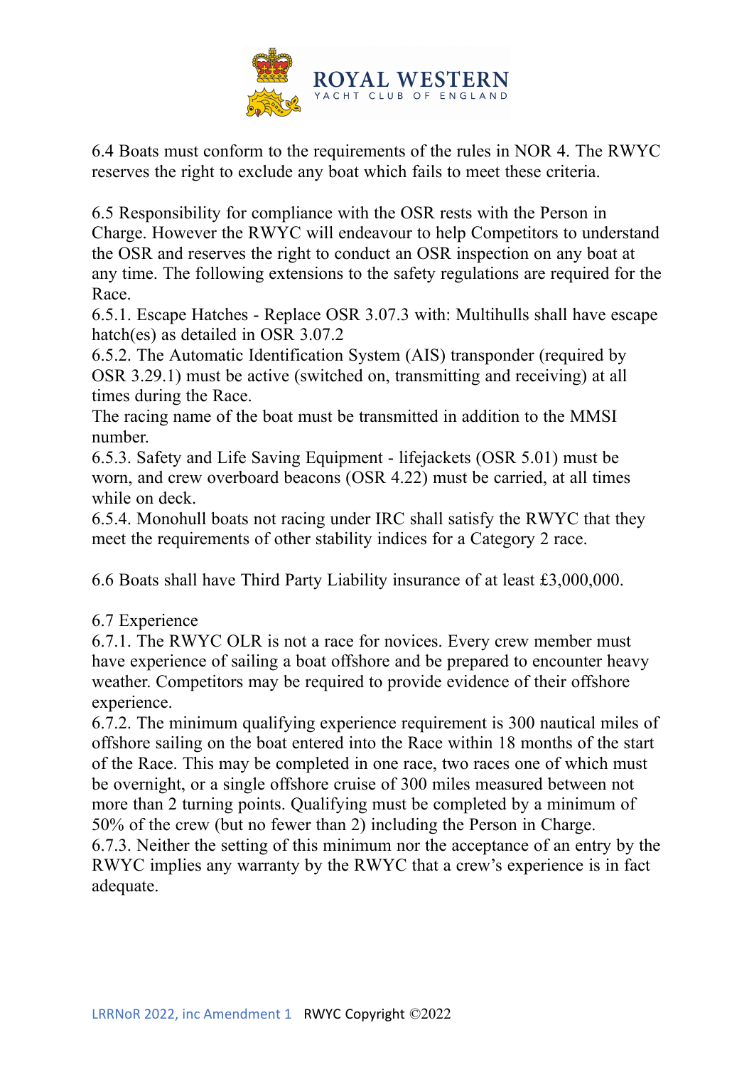6.4 Boats must conform to the requirements of the rules in NOR 4. The RWYC reserves the right to exclude any boat which fails to meet these criteria.

6.5 Responsibility for compliance with the OSR rests with the Person in Charge. However the RWYC will endeavour to help Competitors to understand the OSR and reserves the right to conduct an OSR inspection on any boat at any time. The following extensions to the safety regulations are required for the Race.

6.5.1. Escape Hatches - Replace OSR 3.07.3 with: Multihulls shall have escape hatch(es) as detailed in OSR 3.07.2

6.5.2. The Automatic Identification System (AIS) transponder (required by OSR 3.29.1) must be active (switched on, transmitting and receiving) at all times during the Race.

The racing name of the boat must be transmitted in addition to the MMSI number.

6.5.3. Safety and Life Saving Equipment - lifejackets (OSR 5.01) must be worn, and crew overboard beacons (OSR 4.22) must be carried, at all times while on deck.

6.5.4. Monohull boats not racing under IRC shall satisfy the RWYC that they meet the requirements of other stability indices for a Category 2 race.

6.6 Boats shall have Third Party Liability insurance of at least £3,000,000.

6.7 Experience

6.7.1. The RWYC OLR is not a race for novices. Every crew member must have experience of sailing a boat offshore and be prepared to encounter heavy weather. Competitors may be required to provide evidence of their offshore experience.

6.7.2. The minimum qualifying experience requirement is 300 nautical miles of offshore sailing on the boat entered into the Race within 18 months of the start of the Race. This may be completed in one race, two races one of which must be overnight, or a single offshore cruise of 300 miles measured between not more than 2 turning points. Qualifying must be completed by a minimum of 50% of the crew (but no fewer than 2) including the Person in Charge.

6.7.3. Neither the setting of this minimum nor the acceptance of an entry by the RWYC implies any warranty by the RWYC that a crew's experience is in fact adequate.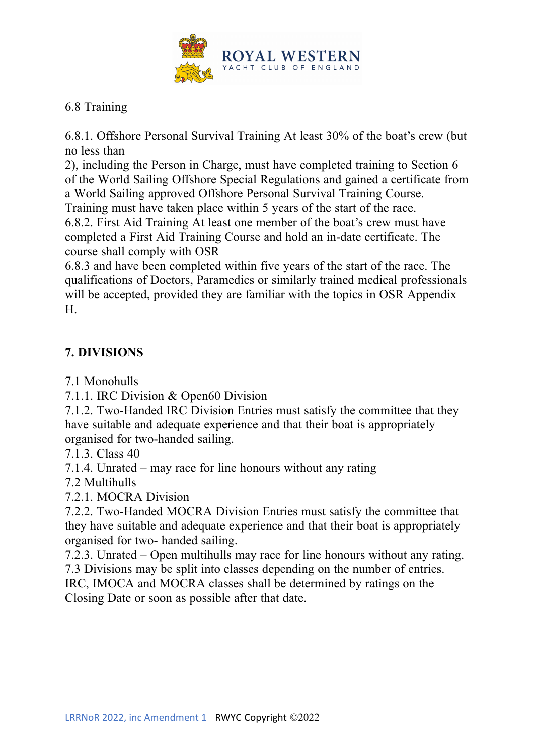6.8 Training

6.8.1. Offshore Personal Survival Training At least 30% of the boat's crew (but no less than 2), including the Person in Charge, must have completed training to Section 6 of the World Sailing Offshore Special Regulations and gained a certificate from a World Sailing approved Offshore Personal Survival Training Course. Training must have taken place within 5 years of the start of the race.

6.8.2. First Aid Training At least one member of the boat's crew must have completed a First Aid Training Course and hold an in-date certificate. The course shall comply with OSR 6.8.3 and have been completed within five years of the start of the race. The qualifications of Doctors, Paramedics or similarly trained medical professionals will be accepted, provided they are familiar with the topics in OSR Appendix H.

## 7. DIVISIONS

7.1 Monohulls

7.1.1. IRC Division & Open60 Division

7.1.2. Two-Handed IRC Division Entries must satisfy the committee that they have suitable and adequate experience and that their boat is appropriately organised for two-handed sailing.

7.1.3. Class 40

7.1.4. Unrated – may race for line honours without any rating

7.2 Multihulls

7.2.1. MOCRA Division

7.2.2. Two-Handed MOCRA Division Entries must satisfy the committee that they have suitable and adequate experience and that their boat is appropriately organised for two- handed sailing.

7.2.3. Unrated – Open multihulls may race for line honours without any rating.

7.3 Divisions may be split into classes depending on the number of entries. IRC, IMOCA and MOCRA classes shall be determined by ratings on the Closing Date or soon as possible after that date.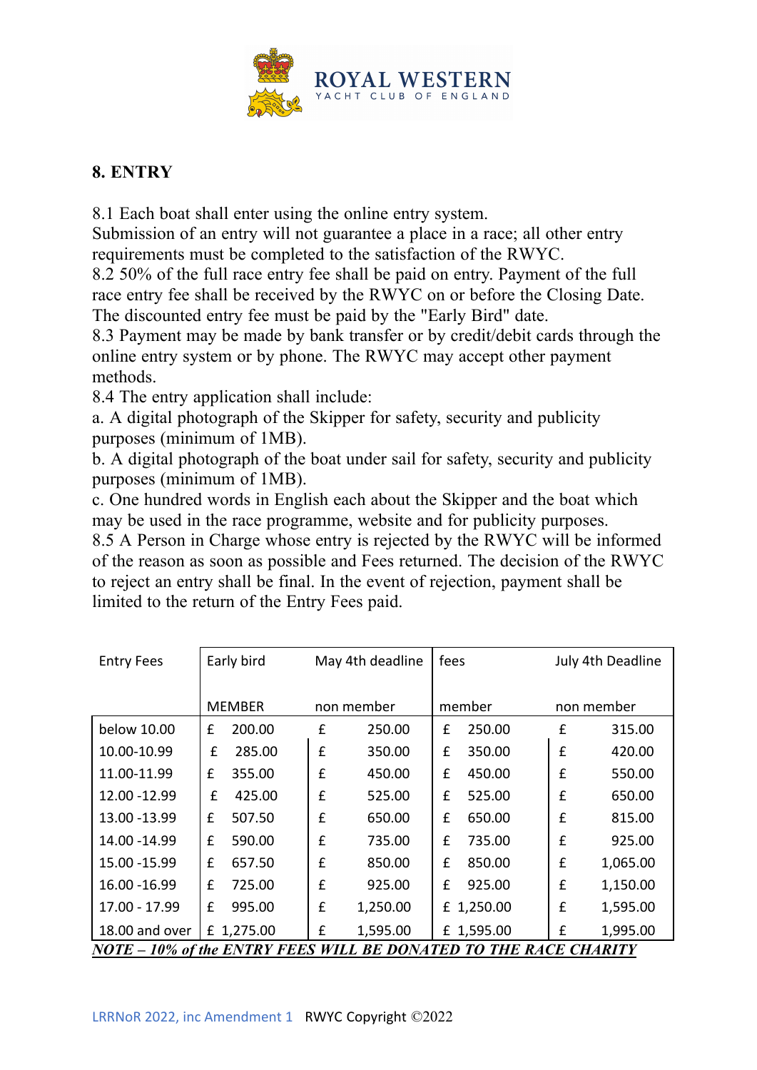ROYAL WESTERN
YACHT CLUB OF ENGLAND

## 8. ENTRY

8.1 Each boat shall enter using the online entry system.
Submission of an entry will not guarantee a place in a race; all other entry requirements must be completed to the satisfaction of the RWYC.
8.2 50% of the full race entry fee shall be paid on entry. Payment of the full race entry fee shall be received by the RWYC on or before the Closing Date. The discounted entry fee must be paid by the "Early Bird" date.
8.3 Payment may be made by bank transfer or by credit/debit cards through the online entry system or by phone. The RWYC may accept other payment methods.
8.4 The entry application shall include:
a. A digital photograph of the Skipper for safety, security and publicity purposes (minimum of 1MB).
b. A digital photograph of the boat under sail for safety, security and publicity purposes (minimum of 1MB).
c. One hundred words in English each about the Skipper and the boat which may be used in the race programme, website and for publicity purposes.
8.5 A Person in Charge whose entry is rejected by the RWYC will be informed of the reason as soon as possible and Fees returned. The decision of the RWYC to reject an entry shall be final. In the event of rejection, payment shall be limited to the return of the Entry Fees paid.

| Entry Fees | Early bird | May 4th deadline | fees | July 4th Deadline |
|---|---|---|---|---|
| | MEMBER | non member | member | non member |
| below 10.00 | £ 200.00 | £ 250.00 | £ 250.00 | £ 315.00 |
| 10.00-10.99 | £ 285.00 | £ 350.00 | £ 350.00 | £ 420.00 |
| 11.00-11.99 | £ 355.00 | £ 450.00 | £ 450.00 | £ 550.00 |
| 12.00 -12.99 | £ 425.00 | £ 525.00 | £ 525.00 | £ 650.00 |
| 13.00 -13.99 | £ 507.50 | £ 650.00 | £ 650.00 | £ 815.00 |
| 14.00 -14.99 | £ 590.00 | £ 735.00 | £ 735.00 | £ 925.00 |
| 15.00 -15.99 | £ 657.50 | £ 850.00 | £ 850.00 | £ 1,065.00 |
| 16.00 -16.99 | £ 725.00 | £ 925.00 | £ 925.00 | £ 1,150.00 |
| 17.00 - 17.99 | £ 995.00 | £ 1,250.00 | £ 1,250.00 | £ 1,595.00 |
| 18.00 and over | £ 1,275.00 | £ 1,595.00 | £ 1,595.00 | £ 1,995.00 |

***NOTE – 10% of the ENTRY FEES WILL BE DONATED TO THE RACE CHARITY***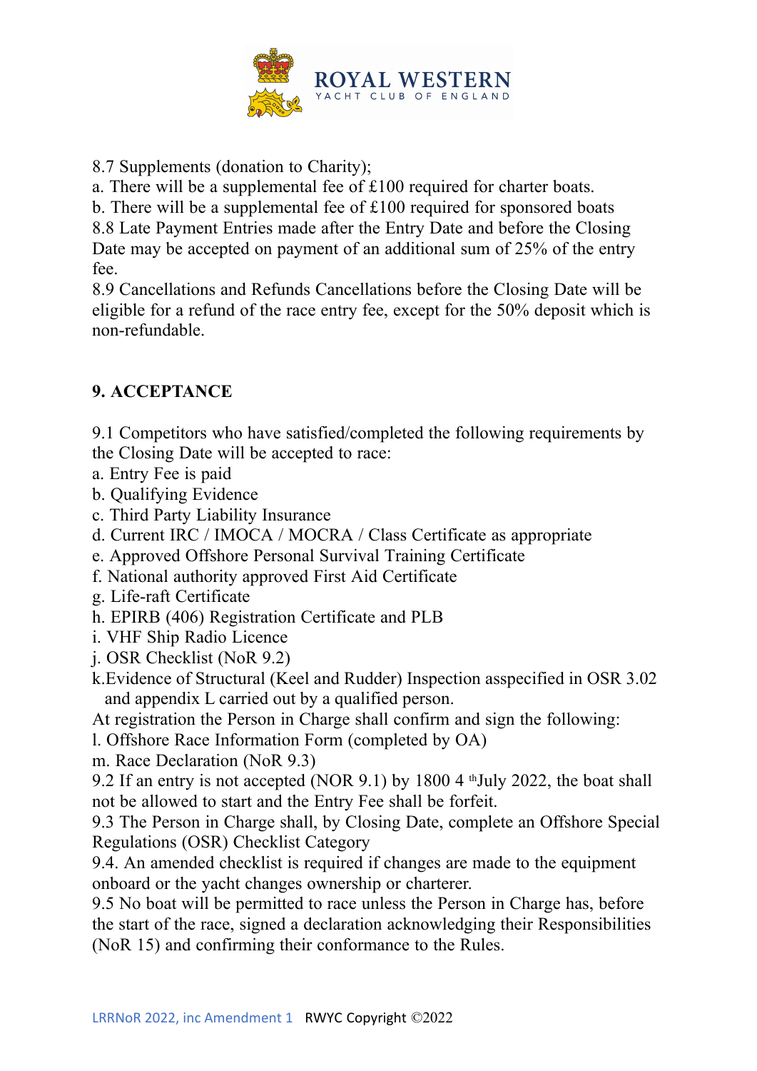8.7 Supplements (donation to Charity);

a. There will be a supplemental fee of £100 required for charter boats.

b. There will be a supplemental fee of £100 required for sponsored boats

8.8 Late Payment Entries made after the Entry Date and before the Closing Date may be accepted on payment of an additional sum of 25% of the entry fee.

8.9 Cancellations and Refunds Cancellations before the Closing Date will be eligible for a refund of the race entry fee, except for the 50% deposit which is non-refundable.

## 9. ACCEPTANCE

9.1 Competitors who have satisfied/completed the following requirements by the Closing Date will be accepted to race:

a. Entry Fee is paid
b. Qualifying Evidence
c. Third Party Liability Insurance
d. Current IRC / IMOCA / MOCRA / Class Certificate as appropriate
e. Approved Offshore Personal Survival Training Certificate
f. National authority approved First Aid Certificate
g. Life-raft Certificate
h. EPIRB (406) Registration Certificate and PLB
i. VHF Ship Radio Licence
j. OSR Checklist (NoR 9.2)
k. Evidence of Structural (Keel and Rudder) Inspection asspecified in OSR 3.02 and appendix L carried out by a qualified person.

At registration the Person in Charge shall confirm and sign the following:

l. Offshore Race Information Form (completed by OA)
m. Race Declaration (NoR 9.3)

9.2 If an entry is not accepted (NOR 9.1) by 1800 4 th July 2022, the boat shall not be allowed to start and the Entry Fee shall be forfeit.

9.3 The Person in Charge shall, by Closing Date, complete an Offshore Special Regulations (OSR) Checklist Category

9.4. An amended checklist is required if changes are made to the equipment onboard or the yacht changes ownership or charterer.

9.5 No boat will be permitted to race unless the Person in Charge has, before the start of the race, signed a declaration acknowledging their Responsibilities (NoR 15) and confirming their conformance to the Rules.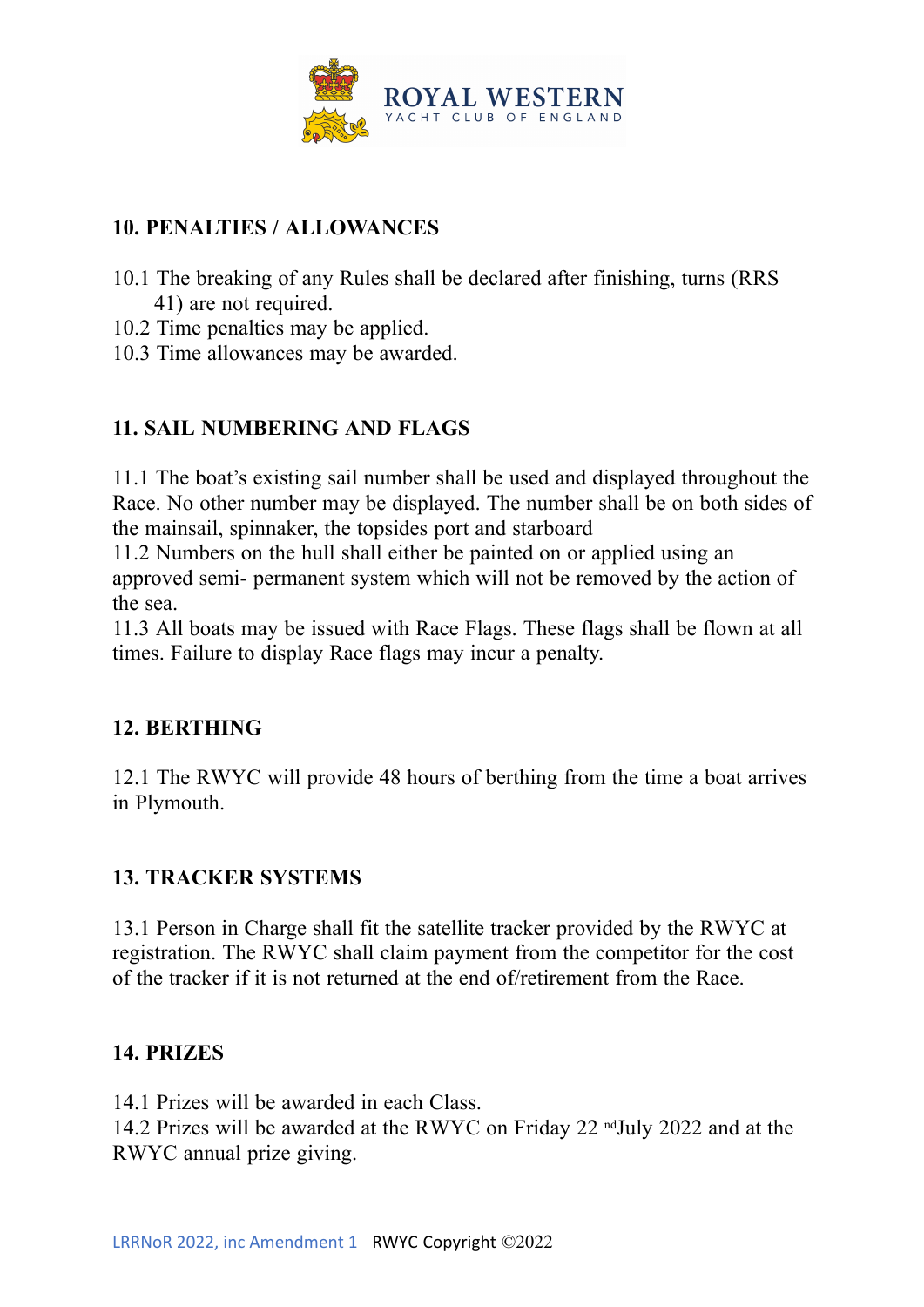## 10. PENALTIES / ALLOWANCES

10.1 The breaking of any Rules shall be declared after finishing, turns (RRS 41) are not required.
10.2 Time penalties may be applied.
10.3 Time allowances may be awarded.

## 11. SAIL NUMBERING AND FLAGS

11.1 The boat's existing sail number shall be used and displayed throughout the Race. No other number may be displayed. The number shall be on both sides of the mainsail, spinnaker, the topsides port and starboard
11.2 Numbers on the hull shall either be painted on or applied using an approved semi- permanent system which will not be removed by the action of the sea.
11.3 All boats may be issued with Race Flags. These flags shall be flown at all times. Failure to display Race flags may incur a penalty.

## 12. BERTHING

12.1 The RWYC will provide 48 hours of berthing from the time a boat arrives in Plymouth.

## 13. TRACKER SYSTEMS

13.1 Person in Charge shall fit the satellite tracker provided by the RWYC at registration. The RWYC shall claim payment from the competitor for the cost of the tracker if it is not returned at the end of/retirement from the Race.

## 14. PRIZES

14.1 Prizes will be awarded in each Class.
14.2 Prizes will be awarded at the RWYC on Friday 22nd July 2022 and at the RWYC annual prize giving.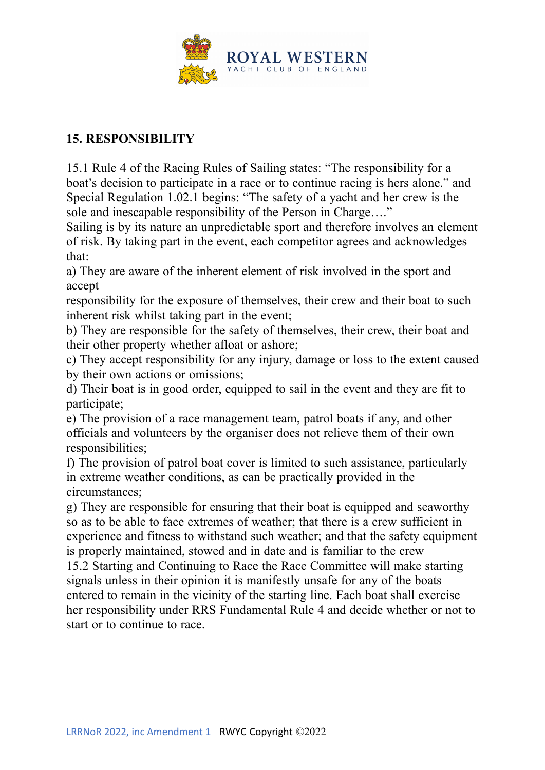## 15. RESPONSIBILITY

15.1 Rule 4 of the Racing Rules of Sailing states: "The responsibility for a boat's decision to participate in a race or to continue racing is hers alone." and Special Regulation 1.02.1 begins: "The safety of a yacht and her crew is the sole and inescapable responsibility of the Person in Charge…."

Sailing is by its nature an unpredictable sport and therefore involves an element of risk. By taking part in the event, each competitor agrees and acknowledges that:

a) They are aware of the inherent element of risk involved in the sport and accept responsibility for the exposure of themselves, their crew and their boat to such inherent risk whilst taking part in the event;

b) They are responsible for the safety of themselves, their crew, their boat and their other property whether afloat or ashore;

c) They accept responsibility for any injury, damage or loss to the extent caused by their own actions or omissions;

d) Their boat is in good order, equipped to sail in the event and they are fit to participate;

e) The provision of a race management team, patrol boats if any, and other officials and volunteers by the organiser does not relieve them of their own responsibilities;

f) The provision of patrol boat cover is limited to such assistance, particularly in extreme weather conditions, as can be practically provided in the circumstances;

g) They are responsible for ensuring that their boat is equipped and seaworthy so as to be able to face extremes of weather; that there is a crew sufficient in experience and fitness to withstand such weather; and that the safety equipment is properly maintained, stowed and in date and is familiar to the crew

15.2 Starting and Continuing to Race the Race Committee will make starting signals unless in their opinion it is manifestly unsafe for any of the boats entered to remain in the vicinity of the starting line. Each boat shall exercise her responsibility under RRS Fundamental Rule 4 and decide whether or not to start or to continue to race.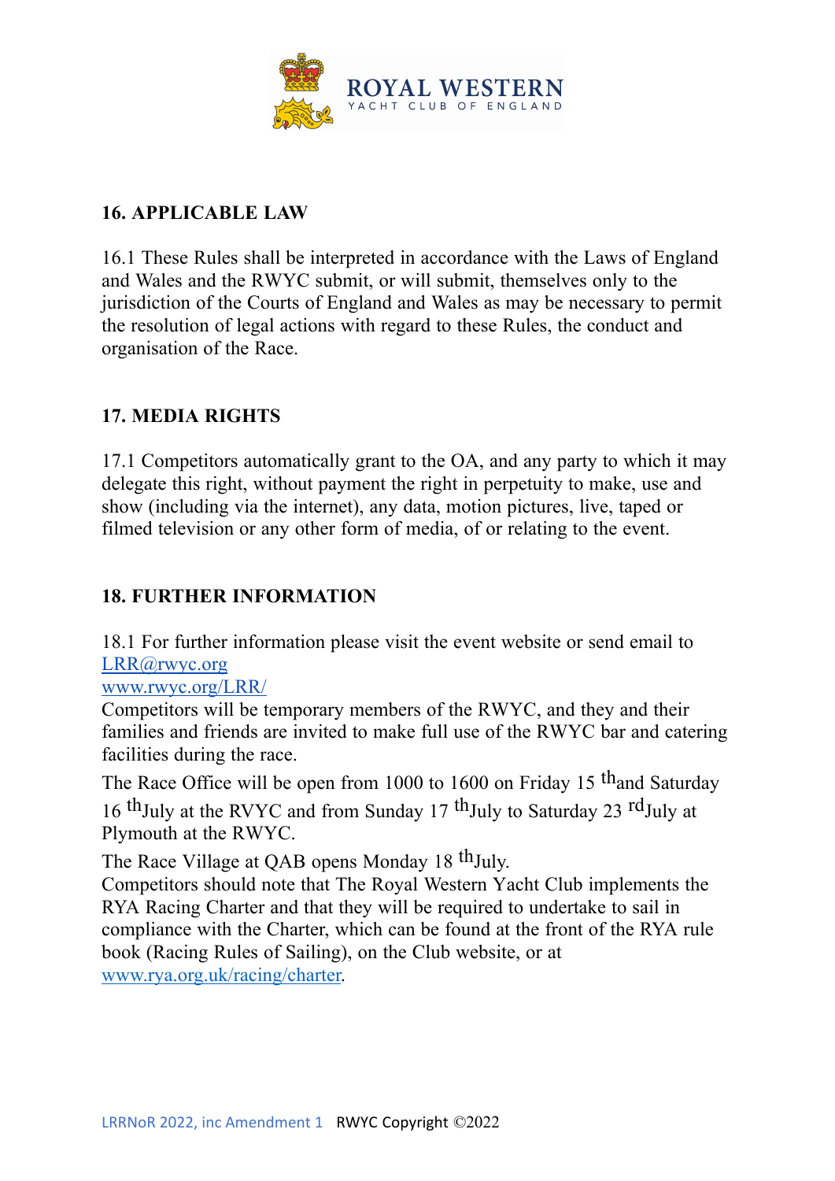## 16. APPLICABLE LAW

16.1 These Rules shall be interpreted in accordance with the Laws of England and Wales and the RWYC submit, or will submit, themselves only to the jurisdiction of the Courts of England and Wales as may be necessary to permit the resolution of legal actions with regard to these Rules, the conduct and organisation of the Race.

## 17. MEDIA RIGHTS

17.1 Competitors automatically grant to the OA, and any party to which it may delegate this right, without payment the right in perpetuity to make, use and show (including via the internet), any data, motion pictures, live, taped or filmed television or any other form of media, of or relating to the event.

## 18. FURTHER INFORMATION

18.1 For further information please visit the event website or send email to [LRR@rwyc.org](mailto:LRR@rwyc.org)
[www.rwyc.org/LRR/](http://www.rwyc.org/LRR/)
Competitors will be temporary members of the RWYC, and they and their families and friends are invited to make full use of the RWYC bar and catering facilities during the race.
The Race Office will be open from 1000 to 1600 on Friday 15th and Saturday 16th July at the RVYC and from Sunday 17th July to Saturday 23rd July at Plymouth at the RWYC.
The Race Village at QAB opens Monday 18th July.
Competitors should note that The Royal Western Yacht Club implements the RYA Racing Charter and that they will be required to undertake to sail in compliance with the Charter, which can be found at the front of the RYA rule book (Racing Rules of Sailing), on the Club website, or at [www.rya.org.uk/racing/charter](http://www.rya.org.uk/racing/charter).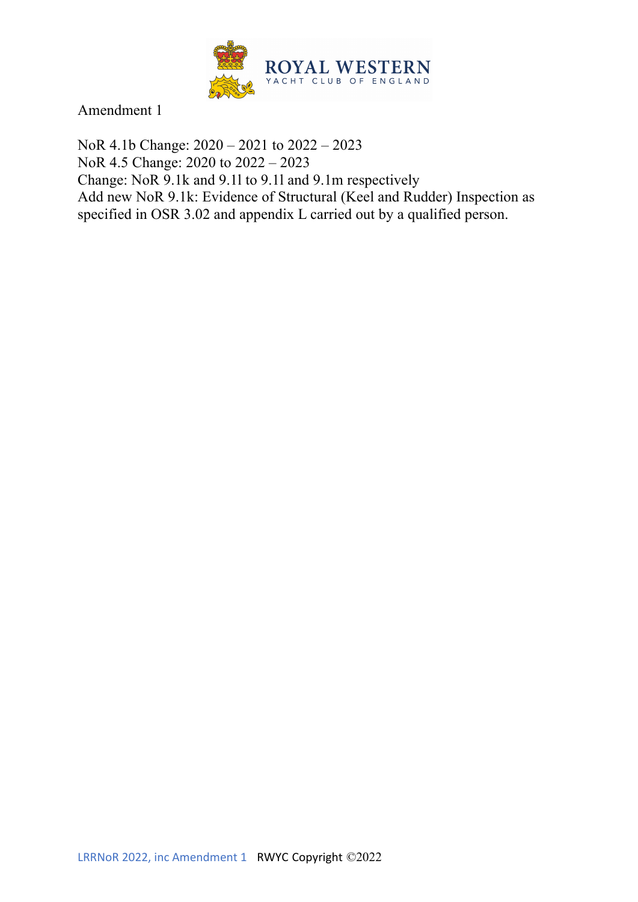Amendment 1

NoR 4.1b Change: 2020 – 2021 to 2022 – 2023
NoR 4.5 Change: 2020 to 2022 – 2023
Change: NoR 9.1k and 9.1l to 9.1l and 9.1m respectively
Add new NoR 9.1k: Evidence of Structural (Keel and Rudder) Inspection as specified in OSR 3.02 and appendix L carried out by a qualified person.